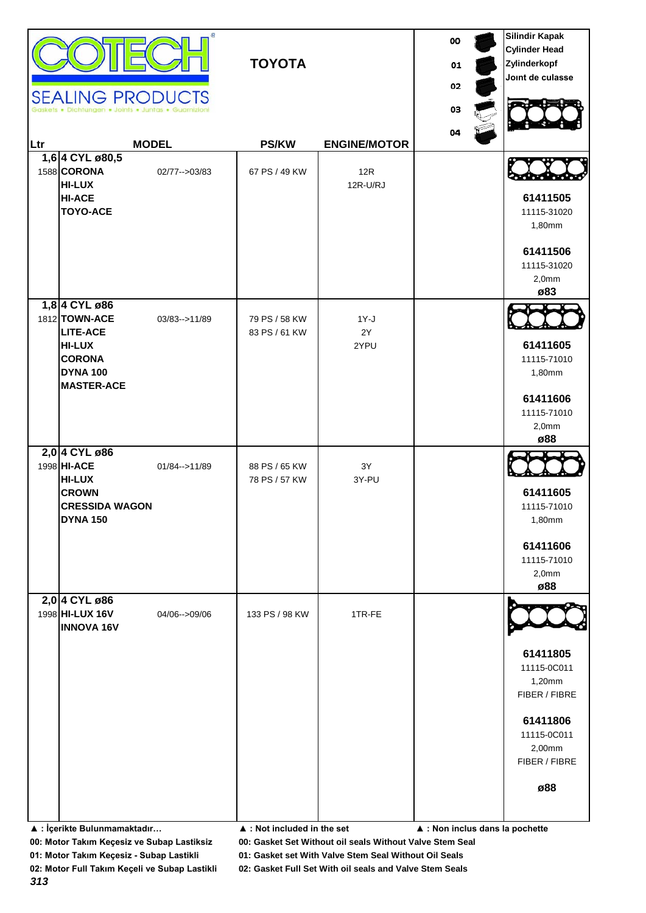# COTECH SEALING PRODUCTS

Gaskets • Dichtungen • Joints • Juntas • Guarnizioni

## TOYOTA

00, 01, 02, 03, 04

Silindir Kapak
Cylinder Head
Zylinderkopf
Joınt de culasse

| Ltr | MODEL | | PS/KW | ENGINE/MOTOR | | Cylinder Head |
|---|---|---|---|---|---|---|
| 1,6 1588 | **4 CYL ø80,5** **CORONA** **HI-LUX** **HI-ACE** **TOYO-ACE** | 02/77-->03/83 | 67 PS / 49 KW | 12R 12R-U/RJ | | **61411505** 11115-31020 1,80mm **61411506** 11115-31020 2,0mm **ø83** |
| 1,8 1812 | **4 CYL ø86** **TOWN-ACE** **LITE-ACE** **HI-LUX** **CORONA** **DYNA 100** **MASTER-ACE** | 03/83-->11/89 | 79 PS / 58 KW 83 PS / 61 KW | 1Y-J 2Y 2YPU | | **61411605** 11115-71010 1,80mm **61411606** 11115-71010 2,0mm **ø88** |
| 2,0 1998 | **4 CYL ø86** **HI-ACE** **HI-LUX** **CROWN** **CRESSIDA WAGON** **DYNA 150** | 01/84-->11/89 | 88 PS / 65 KW 78 PS / 57 KW | 3Y 3Y-PU | | **61411605** 11115-71010 1,80mm **61411606** 11115-71010 2,0mm **ø88** |
| 2,0 1998 | **4 CYL ø86** **HI-LUX 16V** **INNOVA 16V** | 04/06-->09/06 | 133 PS / 98 KW | 1TR-FE | | **61411805** 11115-0C011 1,20mm FIBER / FIBRE **61411806** 11115-0C011 2,00mm FIBER / FIBRE **ø88** |

▲ : İçerikte Bulunmamaktadır… ▲ : Not included in the set ▲ : Non inclus dans la pochette

**00: Motor Takım Keçesiz ve Subap Lastiksiz** **00: Gasket Set Without oil seals Without Valve Stem Seal**

**01: Motor Takım Keçesiz - Subap Lastikli** **01: Gasket set With Valve Stem Seal Without Oil Seals**

**02: Motor Full Takım Keçeli ve Subap Lastikli** **02: Gasket Full Set With oil seals and Valve Stem Seals**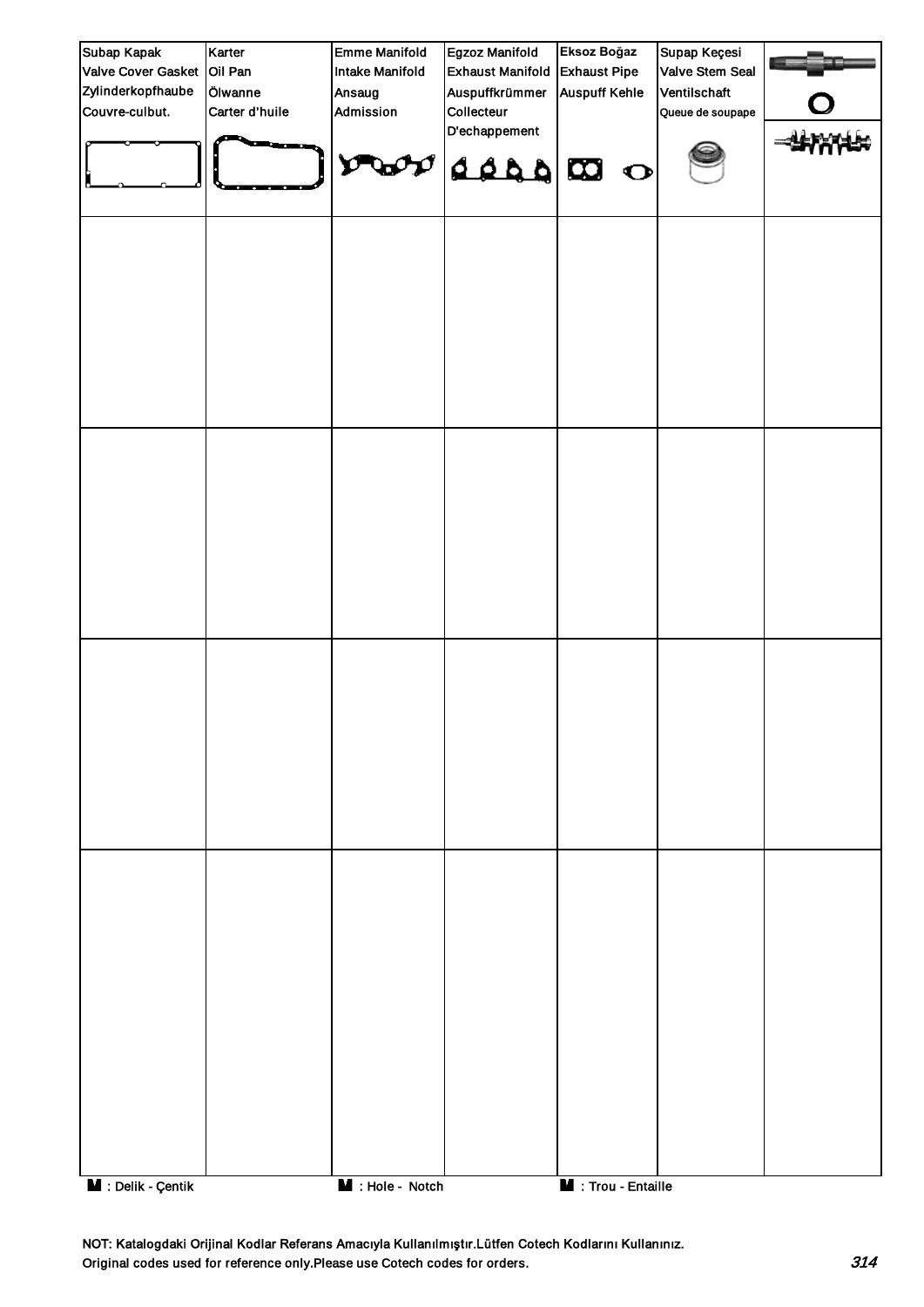| Subap Kapak<br>Valve Cover Gasket<br>Zylinderkopfhaube<br>Couvre-culbut. | Karter<br>Oil Pan<br>Ölwanne<br>Carter d'huile | Emme Manifold<br>Intake Manifold<br>Ansaug<br>Admission | Egzoz Manifold<br>Exhaust Manifold<br>Auspuffkrümmer<br>Collecteur<br>D'echappement | Eksoz Boğaz<br>Exhaust Pipe<br>Auspuff Kehle | Supap Keçesi<br>Valve Stem Seal<br>Ventilschaft<br>Queue de soupape | |
|---|---|---|---|---|---|---|
| | | | | | | |
| | | | | | | |
| | | | | | | |
| | | | | | | |

**M** : Delik - Çentik    **M** : Hole - Notch    **M** : Trou - Entaille

NOT: Katalogdaki Orijinal Kodlar Referans Amacıyla Kullanılmıştır.Lütfen Cotech Kodlarını Kullanınız.
Original codes used for reference only.Please use Cotech codes for orders.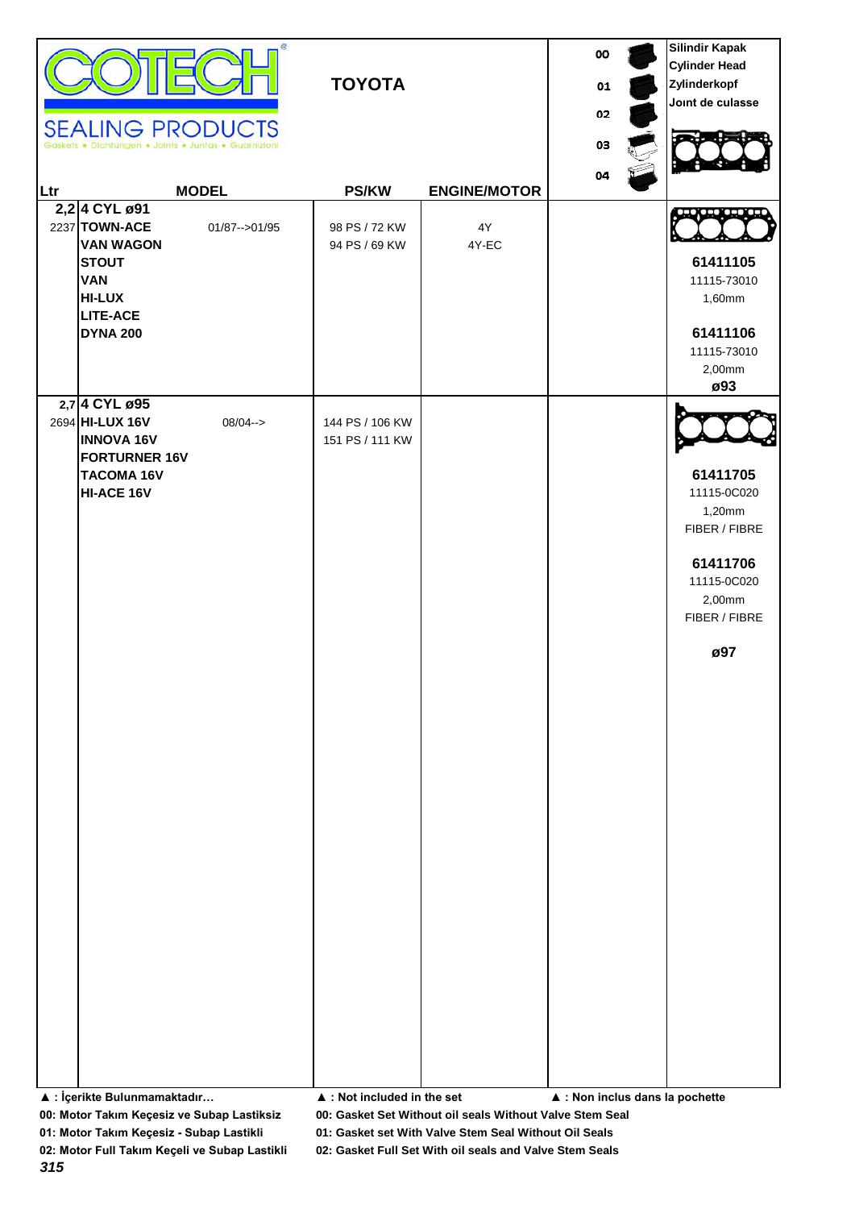**COTECH SEALING PRODUCTS**
Gaskets • Dichtungen • Joints • Juntas • Guarnizioni

# TOYOTA

| | | | | 00 01 02 03 04 | Silindir Kapak / Cylinder Head / Zylinderkopf / Joınt de culasse |
|---|---|---|---|---|---|
| **Ltr** | **MODEL** | **PS/KW** | **ENGINE/MOTOR** | | |
| **2,2** 2237 | **4 CYL ø91**<br>**TOWN-ACE** 01/87-->01/95<br>**VAN WAGON**<br>**STOUT**<br>**VAN**<br>**HI-LUX**<br>**LITE-ACE**<br>**DYNA 200** | 98 PS / 72 KW<br>94 PS / 69 KW | 4Y<br>4Y-EC | | **61411105**<br>11115-73010<br>1,60mm<br><br>**61411106**<br>11115-73010<br>2,00mm<br>**ø93** |
| **2,7** 2694 | **4 CYL ø95**<br>**HI-LUX 16V** 08/04--><br>**INNOVA 16V**<br>**FORTURNER 16V**<br>**TACOMA 16V**<br>**HI-ACE 16V** | 144 PS / 106 KW<br>151 PS / 111 KW | | | **61411705**<br>11115-0C020<br>1,20mm<br>FIBER / FIBRE<br><br>**61411706**<br>11115-0C020<br>2,00mm<br>FIBER / FIBRE<br><br>**ø97** |

**▲ : İçerikte Bulunmamaktadır…** **▲ : Not included in the set** **▲ : Non inclus dans la pochette**

**00: Motor Takım Keçesiz ve Subap Lastiksiz** **00: Gasket Set Without oil seals Without Valve Stem Seal**

**01: Motor Takım Keçesiz - Subap Lastikli** **01: Gasket set With Valve Stem Seal Without Oil Seals**

**02: Motor Full Takım Keçeli ve Subap Lastikli** **02: Gasket Full Set With oil seals and Valve Stem Seals**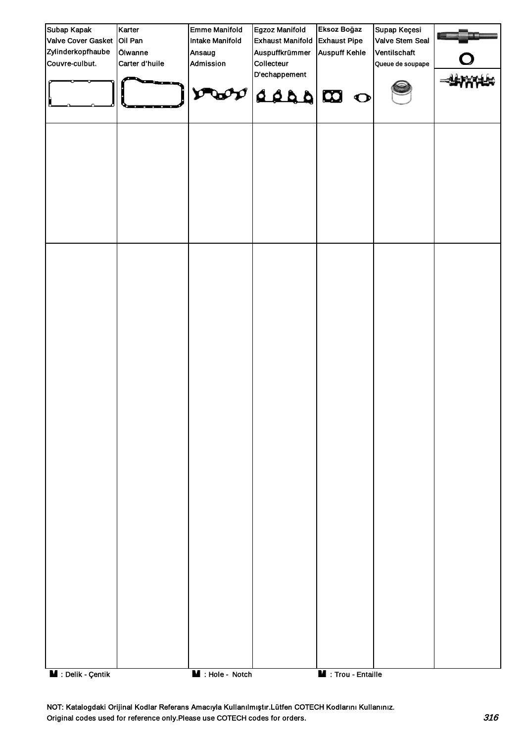| Subap Kapak<br>Valve Cover Gasket<br>Zylinderkopfhaube<br>Couvre-culbut. | Karter<br>Oil Pan<br>Ölwanne<br>Carter d'huile | Emme Manifold<br>Intake Manifold<br>Ansaug<br>Admission | Egzoz Manifold<br>Exhaust Manifold<br>Auspuffkrümmer<br>Collecteur<br>D'echappement | Eksoz Boğaz<br>Exhaust Pipe<br>Auspuff Kehle | Supap Keçesi<br>Valve Stem Seal<br>Ventilschaft<br>Queue de soupape | |
|---|---|---|---|---|---|---|
| | | | | | | |
| | | | | | | |

: Delik - Çentik : Hole - Notch : Trou - Entaille

NOT: Katalogdaki Orijinal Kodlar Referans Amacıyla Kullanılmıştır.Lütfen COTECH Kodlarını Kullanınız.
Original codes used for reference only.Please use COTECH codes for orders.